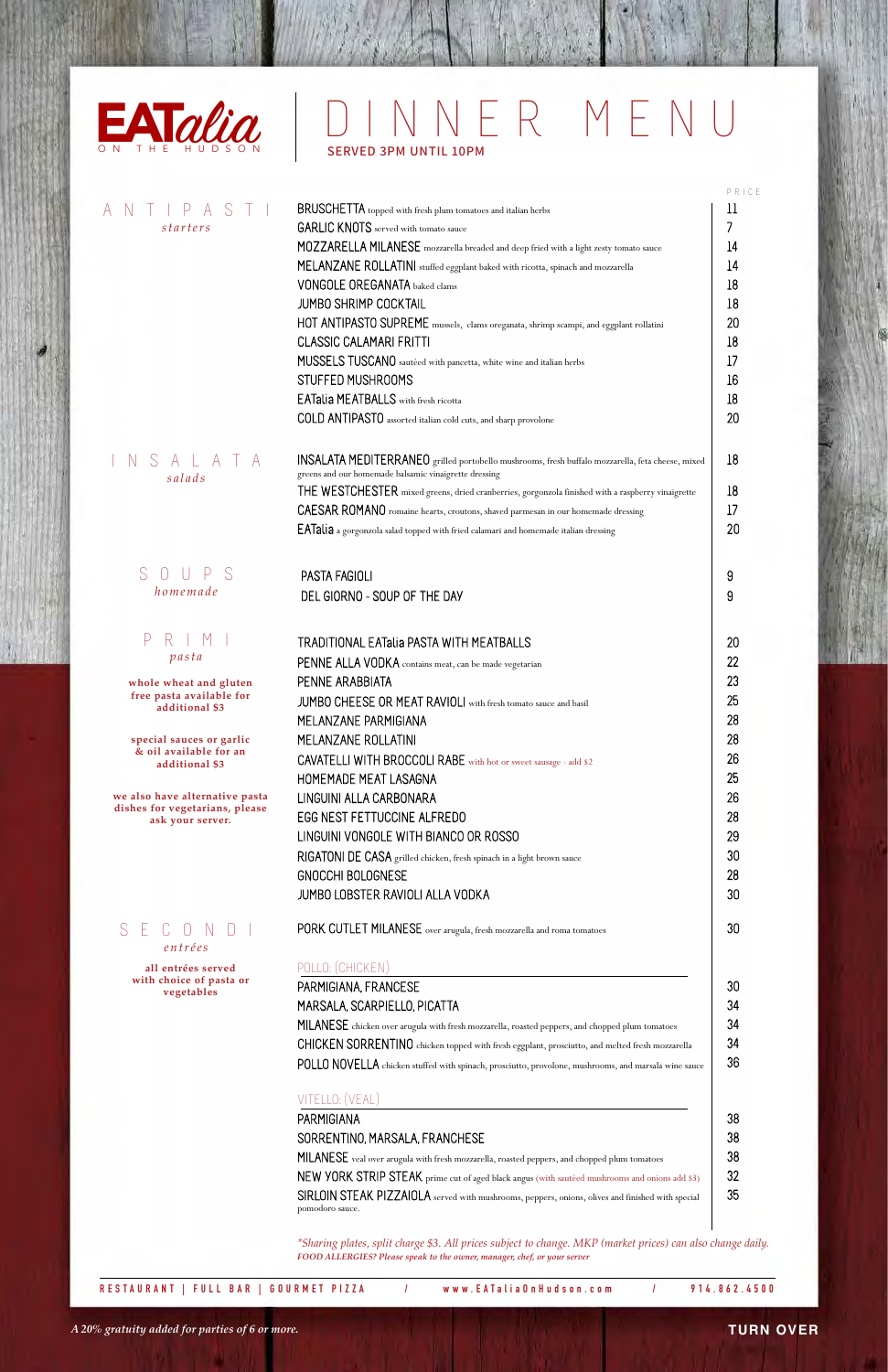# EATalia ON THE HUDSON

# DINNER MENU

SERVED 3PM UNTIL 10PM

## ANTIPASTI
*starters*

| Item | PRICE |
|---|---|
| BRUSCHETTA topped with fresh plum tomatoes and italian herbs | 11 |
| GARLIC KNOTS served with tomato sauce | 7 |
| MOZZARELLA MILANESE mozzarella breaded and deep fried with a light zesty tomato sauce | 14 |
| MELANZANE ROLLATINI stuffed eggplant baked with ricotta, spinach and mozzarella | 14 |
| VONGOLE OREGANATA baked clams | 18 |
| JUMBO SHRIMP COCKTAIL | 18 |
| HOT ANTIPASTO SUPREME mussels, clams oreganata, shrimp scampi, and eggplant rollatini | 20 |
| CLASSIC CALAMARI FRITTI | 18 |
| MUSSELS TUSCANO sautéed with pancetta, white wine and italian herbs | 17 |
| STUFFED MUSHROOMS | 16 |
| EATalia MEATBALLS with fresh ricotta | 18 |
| COLD ANTIPASTO assorted italian cold cuts, and sharp provolone | 20 |

## INSALATA
*salads*

| Item | PRICE |
|---|---|
| INSALATA MEDITERRANEO grilled portobello mushrooms, fresh buffalo mozzarella, feta cheese, mixed greens and our homemade balsamic vinaigrette dressing | 18 |
| THE WESTCHESTER mixed greens, dried cranberries, gorgonzola finished with a raspberry vinaigrette | 18 |
| CAESAR ROMANO romaine hearts, croutons, shaved parmesan in our homemade dressing | 17 |
| EATalia a gorgonzola salad topped with fried calamari and homemade italian dressing | 20 |

## SOUPS
*homemade*

| Item | PRICE |
|---|---|
| PASTA FAGIOLI | 9 |
| DEL GIORNO - SOUP OF THE DAY | 9 |

## PRIMI
*pasta*

**whole wheat and gluten free pasta available for additional $3**

**special sauces or garlic & oil available for an additional $3**

**we also have alternative pasta dishes for vegetarians, please ask your server.**

| Item | PRICE |
|---|---|
| TRADITIONAL EATalia PASTA WITH MEATBALLS | 20 |
| PENNE ALLA VODKA contains meat, can be made vegetarian | 22 |
| PENNE ARABBIATA | 23 |
| JUMBO CHEESE OR MEAT RAVIOLI with fresh tomato sauce and basil | 25 |
| MELANZANE PARMIGIANA | 28 |
| MELANZANE ROLLATINI | 28 |
| CAVATELLI WITH BROCCOLI RABE with hot or sweet sausage - add $2 | 26 |
| HOMEMADE MEAT LASAGNA | 25 |
| LINGUINI ALLA CARBONARA | 26 |
| EGG NEST FETTUCCINE ALFREDO | 28 |
| LINGUINI VONGOLE WITH BIANCO OR ROSSO | 29 |
| RIGATONI DE CASA grilled chicken, fresh spinach in a light brown sauce | 30 |
| GNOCCHI BOLOGNESE | 28 |
| JUMBO LOBSTER RAVIOLI ALLA VODKA | 30 |

## SECONDI
*entrées*

**all entrées served with choice of pasta or vegetables**

| Item | PRICE |
|---|---|
| PORK CUTLET MILANESE over arugula, fresh mozzarella and roma tomatoes | 30 |

### POLLO: (CHICKEN)

| Item | PRICE |
|---|---|
| PARMIGIANA, FRANCESE | 30 |
| MARSALA, SCARPIELLO, PICATTA | 34 |
| MILANESE chicken over arugula with fresh mozzarella, roasted peppers, and chopped plum tomatoes | 34 |
| CHICKEN SORRENTINO chicken topped with fresh eggplant, prosciutto, and melted fresh mozzarella | 34 |
| POLLO NOVELLA chicken stuffed with spinach, prosciutto, provolone, mushrooms, and marsala wine sauce | 36 |

### VITELLO: (VEAL)

| Item | PRICE |
|---|---|
| PARMIGIANA | 38 |
| SORRENTINO, MARSALA, FRANCHESE | 38 |
| MILANESE veal over arugula with fresh mozzarella, roasted peppers, and chopped plum tomatoes | 38 |
| NEW YORK STRIP STEAK prime cut of aged black angus (with sautéed mushrooms and onions add $3) | 32 |
| SIRLOIN STEAK PIZZAIOLA served with mushrooms, peppers, onions, olives and finished with special pomodoro sauce. | 35 |

*\*Sharing plates, split charge $3. All prices subject to change. MKP (market prices) can also change daily.*
***FOOD ALLERGIES? Please speak to the owner, manager, chef, or your server***

**RESTAURANT | FULL BAR | GOURMET PIZZA / www.EATaliaOnHudson.com / 914.862.4500**

*A 20% gratuity added for parties of 6 or more.*

**TURN OVER**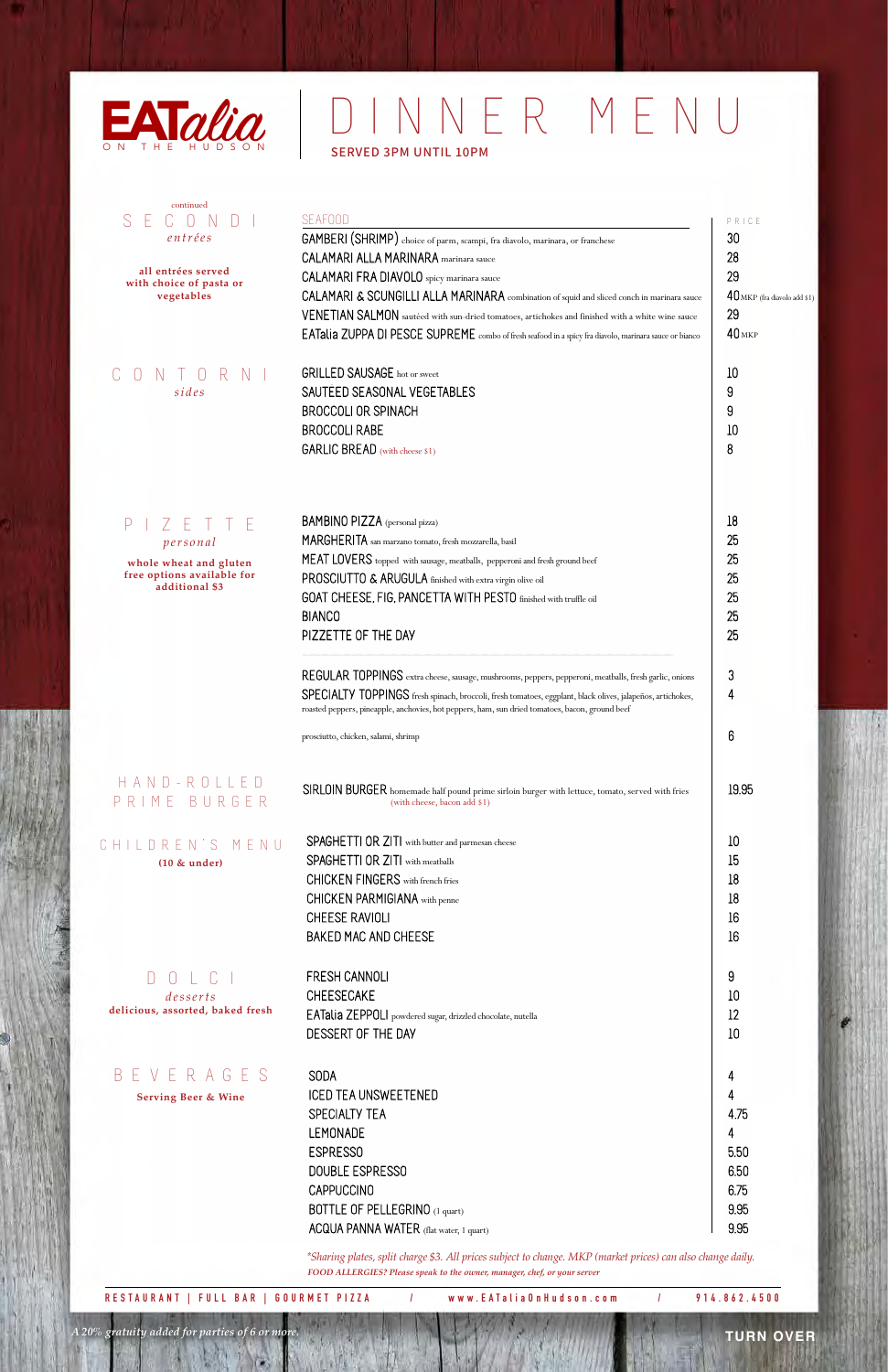# EATalia ON THE HUDSON

# DINNER MENU

SERVED 3PM UNTIL 10PM

## SECONDI *entrées* (continued)

**all entrées served with choice of pasta or vegetables**

| SEAFOOD | PRICE |
|---|---|
| GAMBERI (SHRIMP) choice of parm, scampi, fra diavolo, marinara, or franchese | 30 |
| CALAMARI ALLA MARINARA marinara sauce | 28 |
| CALAMARI FRA DIAVOLO spicy marinara sauce | 29 |
| CALAMARI & SCUNGILLI ALLA MARINARA combination of squid and sliced conch in marinara sauce | 40 MKP (fra diavolo add $1) |
| VENETIAN SALMON sautéed with sun-dried tomatoes, artichokes and finished with a white wine sauce | 29 |
| EATalia ZUPPA DI PESCE SUPREME combo of fresh seafood in a spicy fra diavolo, marinara sauce or bianco | 40 MKP |

## CONTORNI *sides*

| | |
|---|---|
| GRILLED SAUSAGE hot or sweet | 10 |
| SAUTEED SEASONAL VEGETABLES | 9 |
| BROCCOLI OR SPINACH | 9 |
| BROCCOLI RABE | 10 |
| GARLIC BREAD (with cheese $1) | 8 |

## PIZETTE *personal*

**whole wheat and gluten free options available for additional $3**

| | |
|---|---|
| BAMBINO PIZZA (personal pizza) | 18 |
| MARGHERITA san marzano tomato, fresh mozzarella, basil | 25 |
| MEAT LOVERS topped with sausage, meatballs, pepperoni and fresh ground beef | 25 |
| PROSCIUTTO & ARUGULA finished with extra virgin olive oil | 25 |
| GOAT CHEESE, FIG, PANCETTA WITH PESTO finished with truffle oil | 25 |
| BIANCO | 25 |
| PIZZETTE OF THE DAY | 25 |
| REGULAR TOPPINGS extra cheese, sausage, mushrooms, peppers, pepperoni, meatballs, fresh garlic, onions | 3 |
| SPECIALTY TOPPINGS fresh spinach, broccoli, fresh tomatoes, eggplant, black olives, jalapeños, artichokes, roasted peppers, pineapple, anchovies, hot peppers, ham, sun dried tomatoes, bacon, ground beef | 4 |
| prosciutto, chicken, salami, shrimp | 6 |

## HAND-ROLLED PRIME BURGER

| | |
|---|---|
| SIRLOIN BURGER homemade half pound prime sirloin burger with lettuce, tomato, served with fries (with cheese, bacon add $1) | 19.95 |

## CHILDREN'S MENU

**(10 & under)**

| | |
|---|---|
| SPAGHETTI OR ZITI with butter and parmesan cheese | 10 |
| SPAGHETTI OR ZITI with meatballs | 15 |
| CHICKEN FINGERS with french fries | 18 |
| CHICKEN PARMIGIANA with penne | 18 |
| CHEESE RAVIOLI | 16 |
| BAKED MAC AND CHEESE | 16 |

## DOLCI *desserts*

**delicious, assorted, baked fresh**

| | |
|---|---|
| FRESH CANNOLI | 9 |
| CHEESECAKE | 10 |
| EATalia ZEPPOLI powdered sugar, drizzled chocolate, nutella | 12 |
| DESSERT OF THE DAY | 10 |

## BEVERAGES

**Serving Beer & Wine**

| | |
|---|---|
| SODA | 4 |
| ICED TEA UNSWEETENED | 4 |
| SPECIALTY TEA | 4.75 |
| LEMONADE | 4 |
| ESPRESSO | 5.50 |
| DOUBLE ESPRESSO | 6.50 |
| CAPPUCCINO | 6.75 |
| BOTTLE OF PELLEGRINO (1 quart) | 9.95 |
| ACQUA PANNA WATER (flat water, 1 quart) | 9.95 |

*\*Sharing plates, split charge $3. All prices subject to change. MKP (market prices) can also change daily.*
***FOOD ALLERGIES? Please speak to the owner, manager, chef, or your server***

RESTAURANT | FULL BAR | GOURMET PIZZA / www.EATaliaOnHudson.com / 914.862.4500

*A 20% gratuity added for parties of 6 or more.*

**TURN OVER**